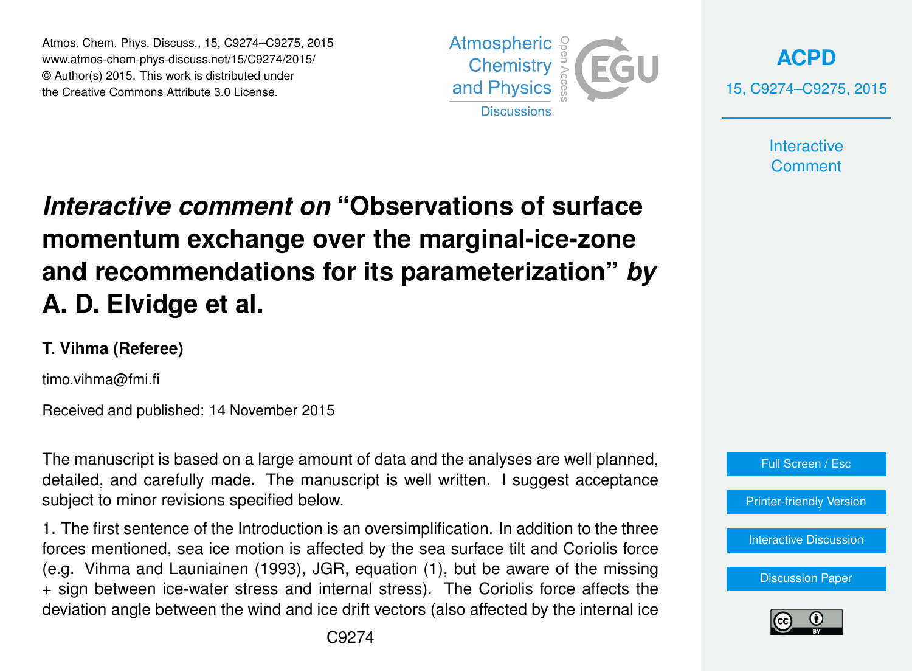# *Interactive comment on* "Observations of surface momentum exchange over the marginal-ice-zone and recommendations for its parameterization" *by* A. D. Elvidge et al.

**T. Vihma (Referee)**

timo.vihma@fmi.fi

Received and published: 14 November 2015

The manuscript is based on a large amount of data and the analyses are well planned, detailed, and carefully made. The manuscript is well written. I suggest acceptance subject to minor revisions specified below.

1. The first sentence of the Introduction is an oversimplification. In addition to the three forces mentioned, sea ice motion is affected by the sea surface tilt and Coriolis force (e.g. Vihma and Launiainen (1993), JGR, equation (1), but be aware of the missing + sign between ice-water stress and internal stress). The Coriolis force affects the deviation angle between the wind and ice drift vectors (also affected by the internal ice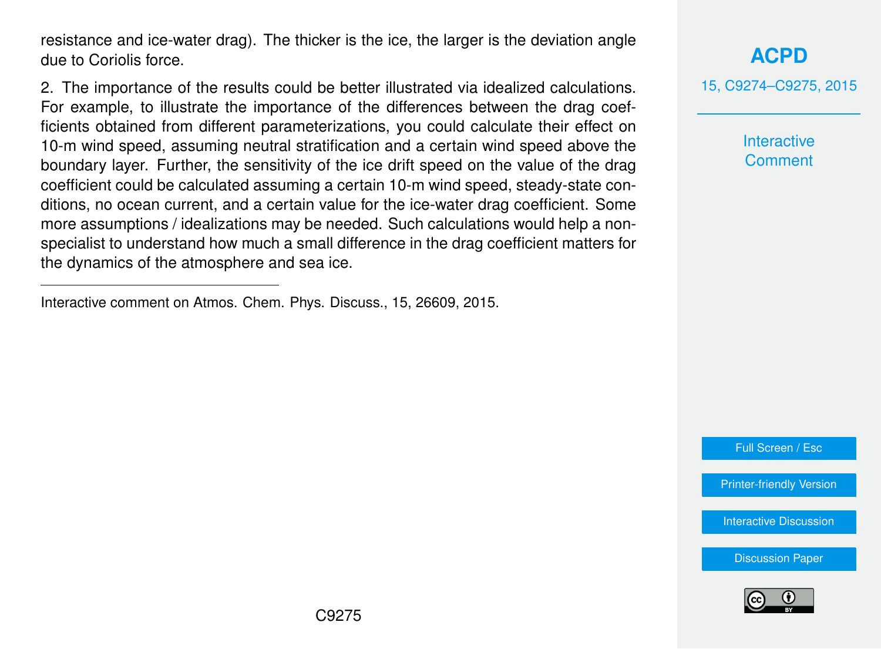resistance and ice-water drag). The thicker is the ice, the larger is the deviation angle due to Coriolis force.

2. The importance of the results could be better illustrated via idealized calculations. For example, to illustrate the importance of the differences between the drag coefficients obtained from different parameterizations, you could calculate their effect on 10-m wind speed, assuming neutral stratification and a certain wind speed above the boundary layer. Further, the sensitivity of the ice drift speed on the value of the drag coefficient could be calculated assuming a certain 10-m wind speed, steady-state conditions, no ocean current, and a certain value for the ice-water drag coefficient. Some more assumptions / idealizations may be needed. Such calculations would help a non-specialist to understand how much a small difference in the drag coefficient matters for the dynamics of the atmosphere and sea ice.

---

Interactive comment on Atmos. Chem. Phys. Discuss., 15, 26609, 2015.